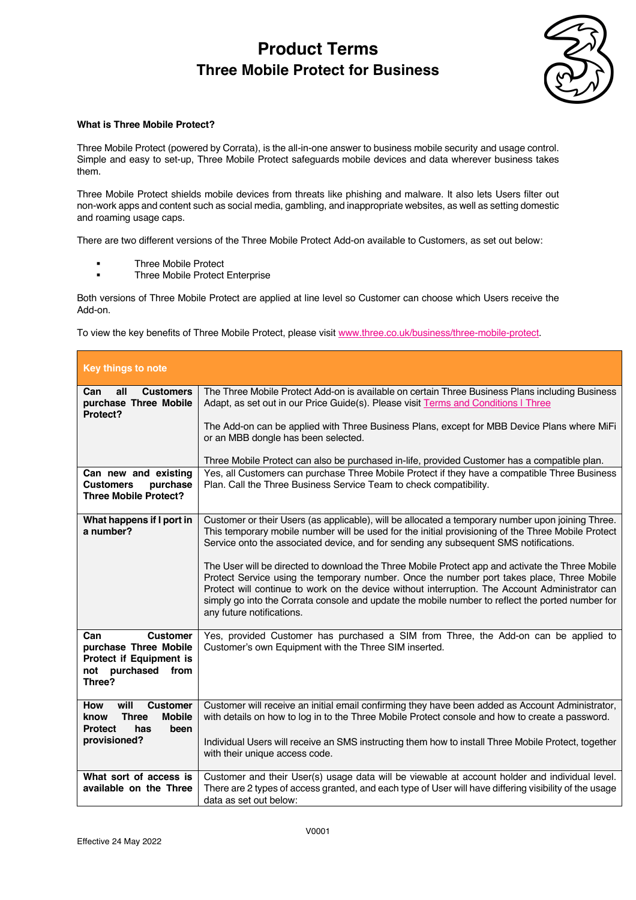# Product Terms
## Three Mobile Protect for Business

**What is Three Mobile Protect?**

Three Mobile Protect (powered by Corrata), is the all-in-one answer to business mobile security and usage control. Simple and easy to set-up, Three Mobile Protect safeguards mobile devices and data wherever business takes them.

Three Mobile Protect shields mobile devices from threats like phishing and malware. It also lets Users filter out non-work apps and content such as social media, gambling, and inappropriate websites, as well as setting domestic and roaming usage caps.

There are two different versions of the Three Mobile Protect Add-on available to Customers, as set out below:

- Three Mobile Protect
- Three Mobile Protect Enterprise

Both versions of Three Mobile Protect are applied at line level so Customer can choose which Users receive the Add-on.

To view the key benefits of Three Mobile Protect, please visit [www.three.co.uk/business/three-mobile-protect](www.three.co.uk/business/three-mobile-protect).

| **Key things to note** | |
|---|---|
| **Can all Customers purchase Three Mobile Protect?** | The Three Mobile Protect Add-on is available on certain Three Business Plans including Business Adapt, as set out in our Price Guide(s). Please visit [Terms and Conditions I Three](Terms and Conditions I Three)<br><br>The Add-on can be applied with Three Business Plans, except for MBB Device Plans where MiFi or an MBB dongle has been selected.<br><br>Three Mobile Protect can also be purchased in-life, provided Customer has a compatible plan. |
| **Can new and existing Customers purchase Three Mobile Protect?** | Yes, all Customers can purchase Three Mobile Protect if they have a compatible Three Business Plan. Call the Three Business Service Team to check compatibility. |
| **What happens if I port in a number?** | Customer or their Users (as applicable), will be allocated a temporary number upon joining Three. This temporary mobile number will be used for the initial provisioning of the Three Mobile Protect Service onto the associated device, and for sending any subsequent SMS notifications.<br><br>The User will be directed to download the Three Mobile Protect app and activate the Three Mobile Protect Service using the temporary number. Once the number port takes place, Three Mobile Protect will continue to work on the device without interruption. The Account Administrator can simply go into the Corrata console and update the mobile number to reflect the ported number for any future notifications. |
| **Can Customer purchase Three Mobile Protect if Equipment is not purchased from Three?** | Yes, provided Customer has purchased a SIM from Three, the Add-on can be applied to Customer's own Equipment with the Three SIM inserted. |
| **How will Customer know Three Mobile Protect has been provisioned?** | Customer will receive an initial email confirming they have been added as Account Administrator, with details on how to log in to the Three Mobile Protect console and how to create a password.<br><br>Individual Users will receive an SMS instructing them how to install Three Mobile Protect, together with their unique access code. |
| **What sort of access is available on the Three** | Customer and their User(s) usage data will be viewable at account holder and individual level. There are 2 types of access granted, and each type of User will have differing visibility of the usage data as set out below: |

V0001

Effective 24 May 2022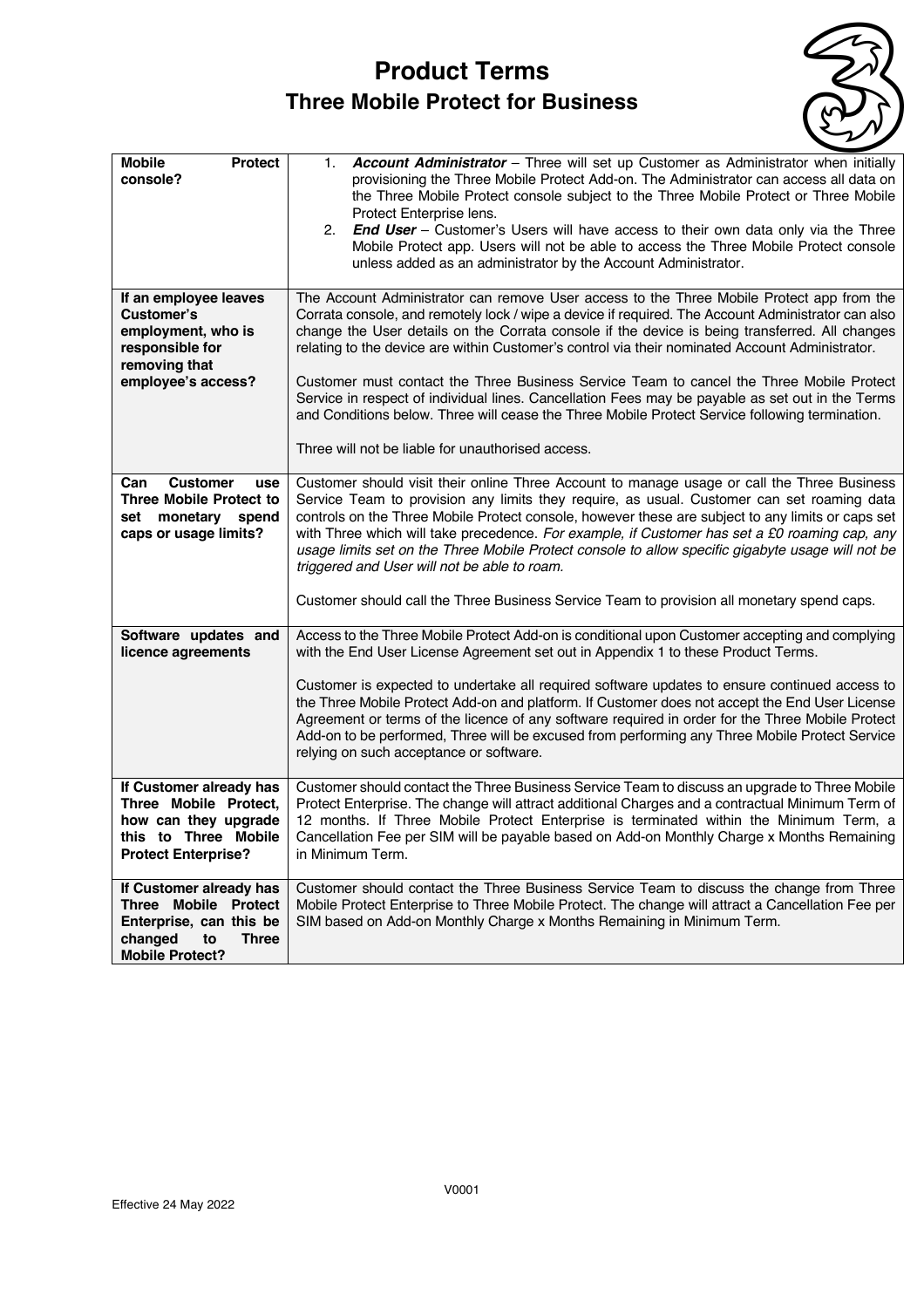# Product Terms
## Three Mobile Protect for Business

| | |
|---|---|
| **Mobile Protect console?** | 1. ***Account Administrator*** – Three will set up Customer as Administrator when initially provisioning the Three Mobile Protect Add-on. The Administrator can access all data on the Three Mobile Protect console subject to the Three Mobile Protect or Three Mobile Protect Enterprise lens.<br>2. ***End User*** – Customer's Users will have access to their own data only via the Three Mobile Protect app. Users will not be able to access the Three Mobile Protect console unless added as an administrator by the Account Administrator. |
| **If an employee leaves Customer's employment, who is responsible for removing that employee's access?** | The Account Administrator can remove User access to the Three Mobile Protect app from the Corrata console, and remotely lock / wipe a device if required. The Account Administrator can also change the User details on the Corrata console if the device is being transferred. All changes relating to the device are within Customer's control via their nominated Account Administrator.<br><br>Customer must contact the Three Business Service Team to cancel the Three Mobile Protect Service in respect of individual lines. Cancellation Fees may be payable as set out in the Terms and Conditions below. Three will cease the Three Mobile Protect Service following termination.<br><br>Three will not be liable for unauthorised access. |
| **Can Customer use Three Mobile Protect to set monetary spend caps or usage limits?** | Customer should visit their online Three Account to manage usage or call the Three Business Service Team to provision any limits they require, as usual. Customer can set roaming data controls on the Three Mobile Protect console, however these are subject to any limits or caps set with Three which will take precedence. *For example, if Customer has set a £0 roaming cap, any usage limits set on the Three Mobile Protect console to allow specific gigabyte usage will not be triggered and User will not be able to roam.*<br><br>Customer should call the Three Business Service Team to provision all monetary spend caps. |
| **Software updates and licence agreements** | Access to the Three Mobile Protect Add-on is conditional upon Customer accepting and complying with the End User License Agreement set out in Appendix 1 to these Product Terms.<br><br>Customer is expected to undertake all required software updates to ensure continued access to the Three Mobile Protect Add-on and platform. If Customer does not accept the End User License Agreement or terms of the licence of any software required in order for the Three Mobile Protect Add-on to be performed, Three will be excused from performing any Three Mobile Protect Service relying on such acceptance or software. |
| **If Customer already has Three Mobile Protect, how can they upgrade this to Three Mobile Protect Enterprise?** | Customer should contact the Three Business Service Team to discuss an upgrade to Three Mobile Protect Enterprise. The change will attract additional Charges and a contractual Minimum Term of 12 months. If Three Mobile Protect Enterprise is terminated within the Minimum Term, a Cancellation Fee per SIM will be payable based on Add-on Monthly Charge x Months Remaining in Minimum Term. |
| **If Customer already has Three Mobile Protect Enterprise, can this be changed to Three Mobile Protect?** | Customer should contact the Three Business Service Team to discuss the change from Three Mobile Protect Enterprise to Three Mobile Protect. The change will attract a Cancellation Fee per SIM based on Add-on Monthly Charge x Months Remaining in Minimum Term. |

V0001

Effective 24 May 2022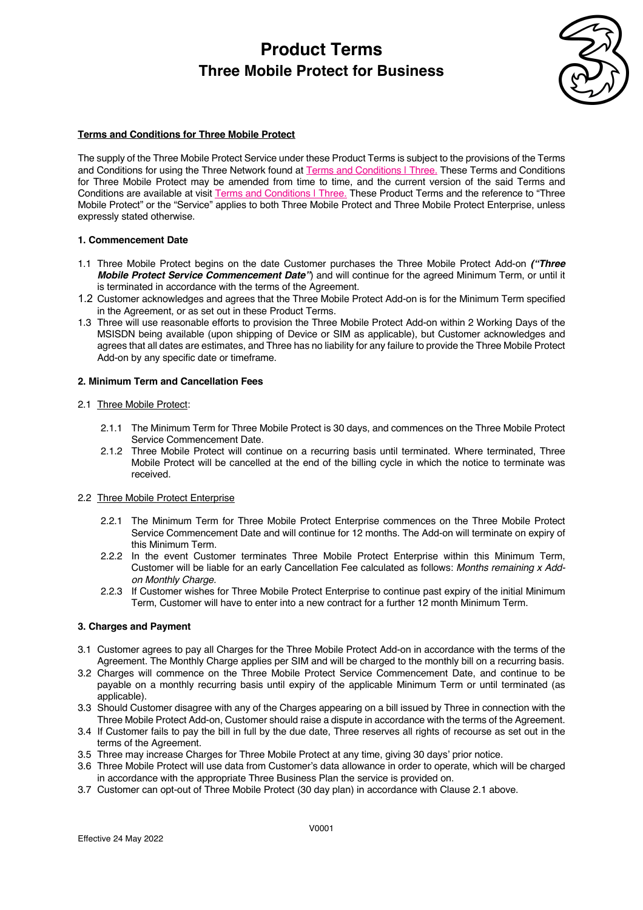# Product Terms
## Three Mobile Protect for Business

**Terms and Conditions for Three Mobile Protect**

The supply of the Three Mobile Protect Service under these Product Terms is subject to the provisions of the Terms and Conditions for using the Three Network found at Terms and Conditions | Three. These Terms and Conditions for Three Mobile Protect may be amended from time to time, and the current version of the said Terms and Conditions are available at visit Terms and Conditions | Three. These Product Terms and the reference to "Three Mobile Protect" or the "Service" applies to both Three Mobile Protect and Three Mobile Protect Enterprise, unless expressly stated otherwise.

### 1. Commencement Date

1.1 Three Mobile Protect begins on the date Customer purchases the Three Mobile Protect Add-on ***("Three Mobile Protect Service Commencement Date"***) and will continue for the agreed Minimum Term, or until it is terminated in accordance with the terms of the Agreement.

1.2 Customer acknowledges and agrees that the Three Mobile Protect Add-on is for the Minimum Term specified in the Agreement, or as set out in these Product Terms.

1.3 Three will use reasonable efforts to provision the Three Mobile Protect Add-on within 2 Working Days of the MSISDN being available (upon shipping of Device or SIM as applicable), but Customer acknowledges and agrees that all dates are estimates, and Three has no liability for any failure to provide the Three Mobile Protect Add-on by any specific date or timeframe.

### 2. Minimum Term and Cancellation Fees

2.1 Three Mobile Protect:

2.1.1 The Minimum Term for Three Mobile Protect is 30 days, and commences on the Three Mobile Protect Service Commencement Date.

2.1.2 Three Mobile Protect will continue on a recurring basis until terminated. Where terminated, Three Mobile Protect will be cancelled at the end of the billing cycle in which the notice to terminate was received.

2.2 Three Mobile Protect Enterprise

2.2.1 The Minimum Term for Three Mobile Protect Enterprise commences on the Three Mobile Protect Service Commencement Date and will continue for 12 months. The Add-on will terminate on expiry of this Minimum Term.

2.2.2 In the event Customer terminates Three Mobile Protect Enterprise within this Minimum Term, Customer will be liable for an early Cancellation Fee calculated as follows: *Months remaining x Add-on Monthly Charge.*

2.2.3 If Customer wishes for Three Mobile Protect Enterprise to continue past expiry of the initial Minimum Term, Customer will have to enter into a new contract for a further 12 month Minimum Term.

### 3. Charges and Payment

3.1 Customer agrees to pay all Charges for the Three Mobile Protect Add-on in accordance with the terms of the Agreement. The Monthly Charge applies per SIM and will be charged to the monthly bill on a recurring basis.

3.2 Charges will commence on the Three Mobile Protect Service Commencement Date, and continue to be payable on a monthly recurring basis until expiry of the applicable Minimum Term or until terminated (as applicable).

3.3 Should Customer disagree with any of the Charges appearing on a bill issued by Three in connection with the Three Mobile Protect Add-on, Customer should raise a dispute in accordance with the terms of the Agreement.

3.4 If Customer fails to pay the bill in full by the due date, Three reserves all rights of recourse as set out in the terms of the Agreement.

3.5 Three may increase Charges for Three Mobile Protect at any time, giving 30 days' prior notice.

3.6 Three Mobile Protect will use data from Customer's data allowance in order to operate, which will be charged in accordance with the appropriate Three Business Plan the service is provided on.

3.7 Customer can opt-out of Three Mobile Protect (30 day plan) in accordance with Clause 2.1 above.

V0001

Effective 24 May 2022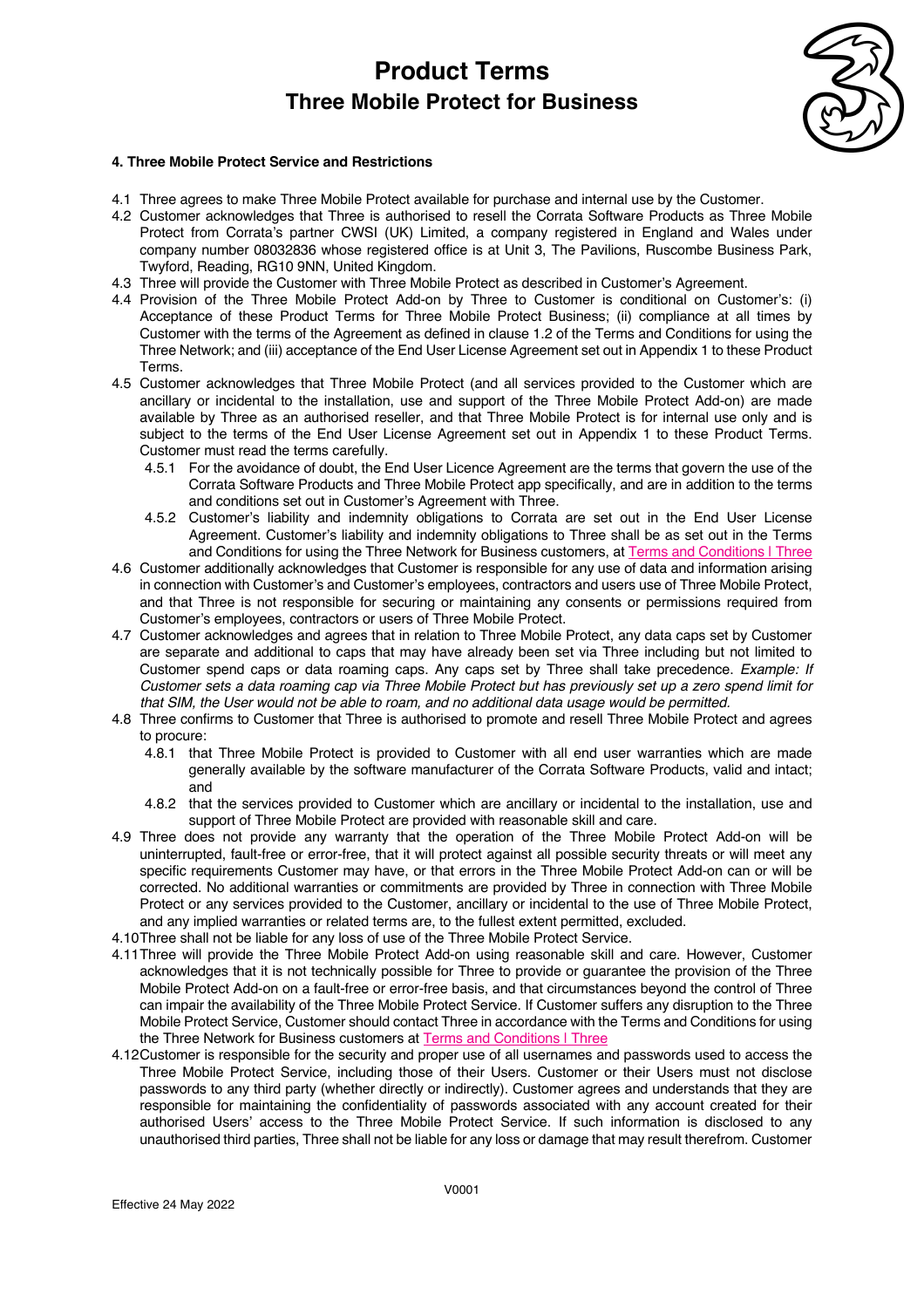#### 4. Three Mobile Protect Service and Restrictions

4.1 Three agrees to make Three Mobile Protect available for purchase and internal use by the Customer.

4.2 Customer acknowledges that Three is authorised to resell the Corrata Software Products as Three Mobile Protect from Corrata's partner CWSI (UK) Limited, a company registered in England and Wales under company number 08032836 whose registered office is at Unit 3, The Pavilions, Ruscombe Business Park, Twyford, Reading, RG10 9NN, United Kingdom.

4.3 Three will provide the Customer with Three Mobile Protect as described in Customer's Agreement.

4.4 Provision of the Three Mobile Protect Add-on by Three to Customer is conditional on Customer's: (i) Acceptance of these Product Terms for Three Mobile Protect Business; (ii) compliance at all times by Customer with the terms of the Agreement as defined in clause 1.2 of the Terms and Conditions for using the Three Network; and (iii) acceptance of the End User License Agreement set out in Appendix 1 to these Product Terms.

4.5 Customer acknowledges that Three Mobile Protect (and all services provided to the Customer which are ancillary or incidental to the installation, use and support of the Three Mobile Protect Add-on) are made available by Three as an authorised reseller, and that Three Mobile Protect is for internal use only and is subject to the terms of the End User License Agreement set out in Appendix 1 to these Product Terms. Customer must read the terms carefully.

- 4.5.1 For the avoidance of doubt, the End User Licence Agreement are the terms that govern the use of the Corrata Software Products and Three Mobile Protect app specifically, and are in addition to the terms and conditions set out in Customer's Agreement with Three.
- 4.5.2 Customer's liability and indemnity obligations to Corrata are set out in the End User License Agreement. Customer's liability and indemnity obligations to Three shall be as set out in the Terms and Conditions for using the Three Network for Business customers, at Terms and Conditions | Three

4.6 Customer additionally acknowledges that Customer is responsible for any use of data and information arising in connection with Customer's and Customer's employees, contractors and users use of Three Mobile Protect, and that Three is not responsible for securing or maintaining any consents or permissions required from Customer's employees, contractors or users of Three Mobile Protect.

4.7 Customer acknowledges and agrees that in relation to Three Mobile Protect, any data caps set by Customer are separate and additional to caps that may have already been set via Three including but not limited to Customer spend caps or data roaming caps. Any caps set by Three shall take precedence. *Example: If Customer sets a data roaming cap via Three Mobile Protect but has previously set up a zero spend limit for that SIM, the User would not be able to roam, and no additional data usage would be permitted.*

4.8 Three confirms to Customer that Three is authorised to promote and resell Three Mobile Protect and agrees to procure:

- 4.8.1 that Three Mobile Protect is provided to Customer with all end user warranties which are made generally available by the software manufacturer of the Corrata Software Products, valid and intact; and
- 4.8.2 that the services provided to Customer which are ancillary or incidental to the installation, use and support of Three Mobile Protect are provided with reasonable skill and care.

4.9 Three does not provide any warranty that the operation of the Three Mobile Protect Add-on will be uninterrupted, fault-free or error-free, that it will protect against all possible security threats or will meet any specific requirements Customer may have, or that errors in the Three Mobile Protect Add-on can or will be corrected. No additional warranties or commitments are provided by Three in connection with Three Mobile Protect or any services provided to the Customer, ancillary or incidental to the use of Three Mobile Protect, and any implied warranties or related terms are, to the fullest extent permitted, excluded.

4.10 Three shall not be liable for any loss of use of the Three Mobile Protect Service.

4.11 Three will provide the Three Mobile Protect Add-on using reasonable skill and care. However, Customer acknowledges that it is not technically possible for Three to provide or guarantee the provision of the Three Mobile Protect Add-on on a fault-free or error-free basis, and that circumstances beyond the control of Three can impair the availability of the Three Mobile Protect Service. If Customer suffers any disruption to the Three Mobile Protect Service, Customer should contact Three in accordance with the Terms and Conditions for using the Three Network for Business customers at Terms and Conditions | Three

4.12 Customer is responsible for the security and proper use of all usernames and passwords used to access the Three Mobile Protect Service, including those of their Users. Customer or their Users must not disclose passwords to any third party (whether directly or indirectly). Customer agrees and understands that they are responsible for maintaining the confidentiality of passwords associated with any account created for their authorised Users' access to the Three Mobile Protect Service. If such information is disclosed to any unauthorised third parties, Three shall not be liable for any loss or damage that may result therefrom. Customer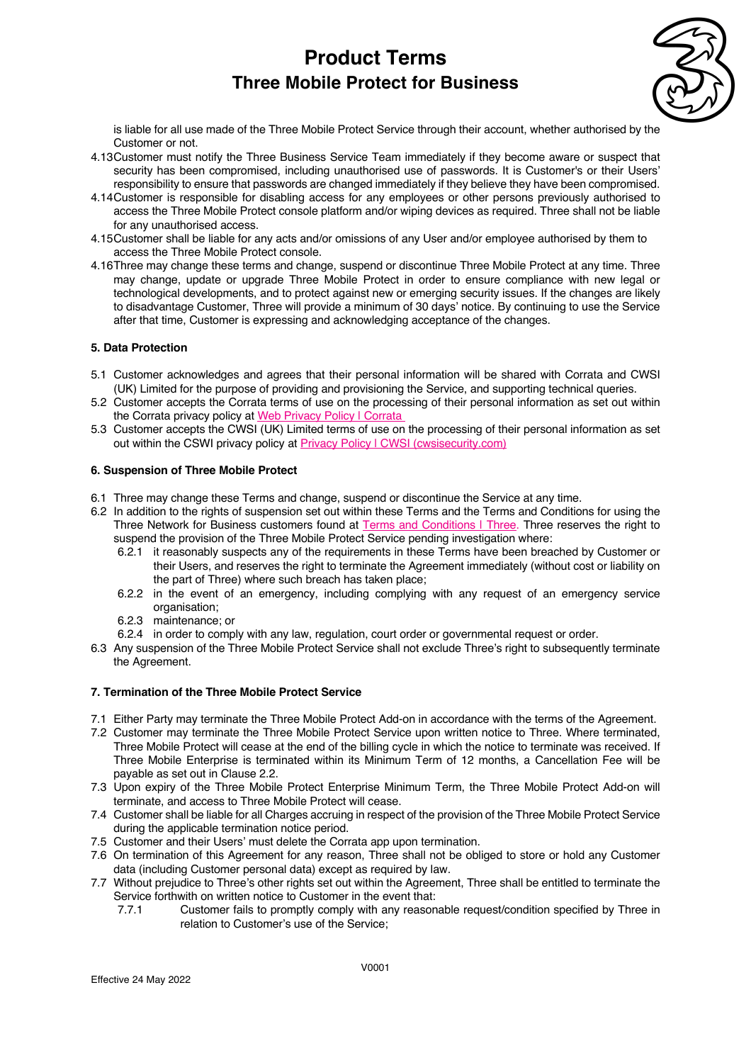is liable for all use made of the Three Mobile Protect Service through their account, whether authorised by the Customer or not.

4.13 Customer must notify the Three Business Service Team immediately if they become aware or suspect that security has been compromised, including unauthorised use of passwords. It is Customer's or their Users' responsibility to ensure that passwords are changed immediately if they believe they have been compromised.

4.14 Customer is responsible for disabling access for any employees or other persons previously authorised to access the Three Mobile Protect console platform and/or wiping devices as required. Three shall not be liable for any unauthorised access.

4.15 Customer shall be liable for any acts and/or omissions of any User and/or employee authorised by them to access the Three Mobile Protect console.

4.16 Three may change these terms and change, suspend or discontinue Three Mobile Protect at any time. Three may change, update or upgrade Three Mobile Protect in order to ensure compliance with new legal or technological developments, and to protect against new or emerging security issues. If the changes are likely to disadvantage Customer, Three will provide a minimum of 30 days' notice. By continuing to use the Service after that time, Customer is expressing and acknowledging acceptance of the changes.

### 5. Data Protection

5.1 Customer acknowledges and agrees that their personal information will be shared with Corrata and CWSI (UK) Limited for the purpose of providing and provisioning the Service, and supporting technical queries.

5.2 Customer accepts the Corrata terms of use on the processing of their personal information as set out within the Corrata privacy policy at Web Privacy Policy I Corrata

5.3 Customer accepts the CWSI (UK) Limited terms of use on the processing of their personal information as set out within the CSWI privacy policy at Privacy Policy I CWSI (cwsisecurity.com)

### 6. Suspension of Three Mobile Protect

6.1 Three may change these Terms and change, suspend or discontinue the Service at any time.

6.2 In addition to the rights of suspension set out within these Terms and the Terms and Conditions for using the Three Network for Business customers found at Terms and Conditions I Three. Three reserves the right to suspend the provision of the Three Mobile Protect Service pending investigation where:

- 6.2.1 it reasonably suspects any of the requirements in these Terms have been breached by Customer or their Users, and reserves the right to terminate the Agreement immediately (without cost or liability on the part of Three) where such breach has taken place;
- 6.2.2 in the event of an emergency, including complying with any request of an emergency service organisation;
- 6.2.3 maintenance; or
- 6.2.4 in order to comply with any law, regulation, court order or governmental request or order.

6.3 Any suspension of the Three Mobile Protect Service shall not exclude Three's right to subsequently terminate the Agreement.

### 7. Termination of the Three Mobile Protect Service

7.1 Either Party may terminate the Three Mobile Protect Add-on in accordance with the terms of the Agreement.

7.2 Customer may terminate the Three Mobile Protect Service upon written notice to Three. Where terminated, Three Mobile Protect will cease at the end of the billing cycle in which the notice to terminate was received. If Three Mobile Enterprise is terminated within its Minimum Term of 12 months, a Cancellation Fee will be payable as set out in Clause 2.2.

7.3 Upon expiry of the Three Mobile Protect Enterprise Minimum Term, the Three Mobile Protect Add-on will terminate, and access to Three Mobile Protect will cease.

7.4 Customer shall be liable for all Charges accruing in respect of the provision of the Three Mobile Protect Service during the applicable termination notice period.

7.5 Customer and their Users' must delete the Corrata app upon termination.

7.6 On termination of this Agreement for any reason, Three shall not be obliged to store or hold any Customer data (including Customer personal data) except as required by law.

7.7 Without prejudice to Three's other rights set out within the Agreement, Three shall be entitled to terminate the Service forthwith on written notice to Customer in the event that:

- 7.7.1 Customer fails to promptly comply with any reasonable request/condition specified by Three in relation to Customer's use of the Service;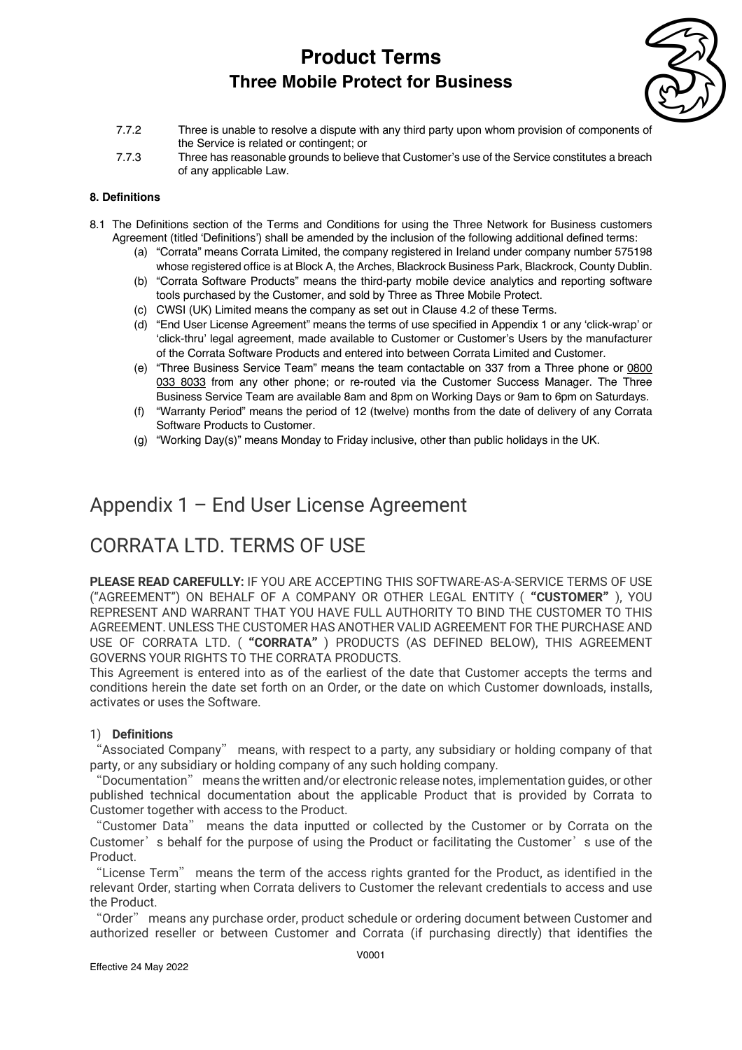7.7.2 Three is unable to resolve a dispute with any third party upon whom provision of components of the Service is related or contingent; or

7.7.3 Three has reasonable grounds to believe that Customer's use of the Service constitutes a breach of any applicable Law.

**8. Definitions**

8.1 The Definitions section of the Terms and Conditions for using the Three Network for Business customers Agreement (titled 'Definitions') shall be amended by the inclusion of the following additional defined terms:

(a) "Corrata" means Corrata Limited, the company registered in Ireland under company number 575198 whose registered office is at Block A, the Arches, Blackrock Business Park, Blackrock, County Dublin.

(b) "Corrata Software Products" means the third-party mobile device analytics and reporting software tools purchased by the Customer, and sold by Three as Three Mobile Protect.

(c) CWSI (UK) Limited means the company as set out in Clause 4.2 of these Terms.

(d) "End User License Agreement" means the terms of use specified in Appendix 1 or any 'click-wrap' or 'click-thru' legal agreement, made available to Customer or Customer's Users by the manufacturer of the Corrata Software Products and entered into between Corrata Limited and Customer.

(e) "Three Business Service Team" means the team contactable on 337 from a Three phone or 0800 033 8033 from any other phone; or re-routed via the Customer Success Manager. The Three Business Service Team are available 8am and 8pm on Working Days or 9am to 6pm on Saturdays.

(f) "Warranty Period" means the period of 12 (twelve) months from the date of delivery of any Corrata Software Products to Customer.

(g) "Working Day(s)" means Monday to Friday inclusive, other than public holidays in the UK.

# Appendix 1 – End User License Agreement

# CORRATA LTD. TERMS OF USE

**PLEASE READ CAREFULLY:** IF YOU ARE ACCEPTING THIS SOFTWARE-AS-A-SERVICE TERMS OF USE ("AGREEMENT") ON BEHALF OF A COMPANY OR OTHER LEGAL ENTITY ( **"CUSTOMER"** ), YOU REPRESENT AND WARRANT THAT YOU HAVE FULL AUTHORITY TO BIND THE CUSTOMER TO THIS AGREEMENT. UNLESS THE CUSTOMER HAS ANOTHER VALID AGREEMENT FOR THE PURCHASE AND USE OF CORRATA LTD. ( **"CORRATA"** ) PRODUCTS (AS DEFINED BELOW), THIS AGREEMENT GOVERNS YOUR RIGHTS TO THE CORRATA PRODUCTS.

This Agreement is entered into as of the earliest of the date that Customer accepts the terms and conditions herein the date set forth on an Order, or the date on which Customer downloads, installs, activates or uses the Software.

## 1) Definitions

"Associated Company" means, with respect to a party, any subsidiary or holding company of that party, or any subsidiary or holding company of any such holding company.

"Documentation" means the written and/or electronic release notes, implementation guides, or other published technical documentation about the applicable Product that is provided by Corrata to Customer together with access to the Product.

"Customer Data" means the data inputted or collected by the Customer or by Corrata on the Customer's behalf for the purpose of using the Product or facilitating the Customer's use of the Product.

"License Term" means the term of the access rights granted for the Product, as identified in the relevant Order, starting when Corrata delivers to Customer the relevant credentials to access and use the Product.

"Order" means any purchase order, product schedule or ordering document between Customer and authorized reseller or between Customer and Corrata (if purchasing directly) that identifies the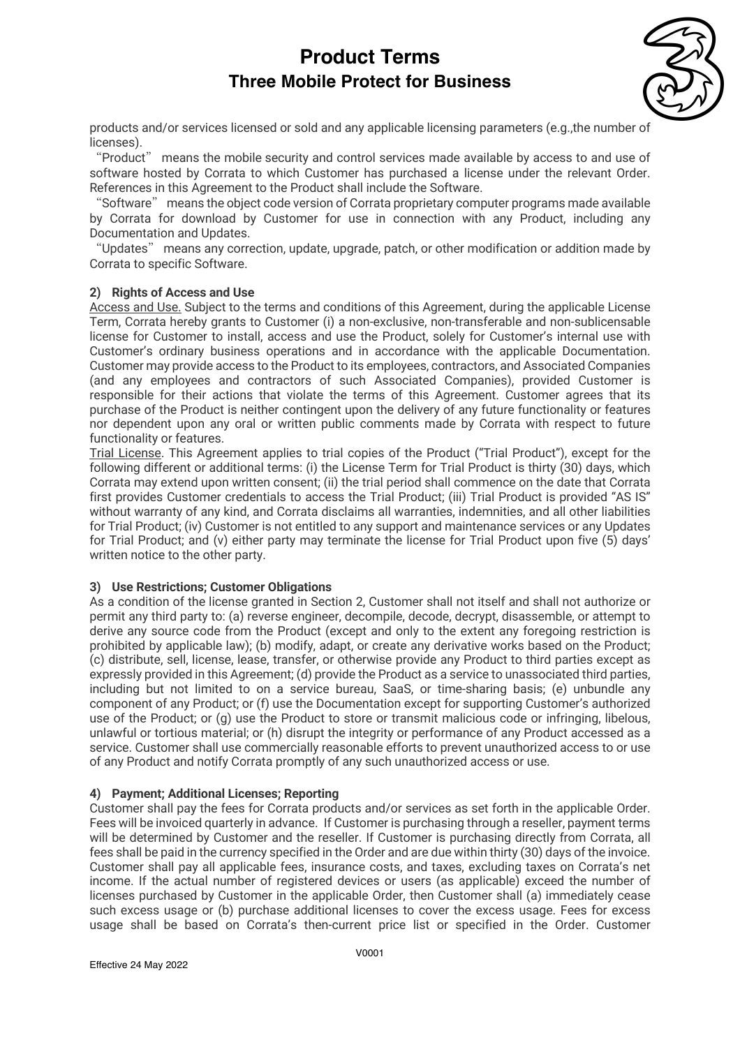products and/or services licensed or sold and any applicable licensing parameters (e.g.,the number of licenses).

"Product" means the mobile security and control services made available by access to and use of software hosted by Corrata to which Customer has purchased a license under the relevant Order. References in this Agreement to the Product shall include the Software.

"Software" means the object code version of Corrata proprietary computer programs made available by Corrata for download by Customer for use in connection with any Product, including any Documentation and Updates.

"Updates" means any correction, update, upgrade, patch, or other modification or addition made by Corrata to specific Software.

**2) Rights of Access and Use**

Access and Use. Subject to the terms and conditions of this Agreement, during the applicable License Term, Corrata hereby grants to Customer (i) a non-exclusive, non-transferable and non-sublicensable license for Customer to install, access and use the Product, solely for Customer's internal use with Customer's ordinary business operations and in accordance with the applicable Documentation. Customer may provide access to the Product to its employees, contractors, and Associated Companies (and any employees and contractors of such Associated Companies), provided Customer is responsible for their actions that violate the terms of this Agreement. Customer agrees that its purchase of the Product is neither contingent upon the delivery of any future functionality or features nor dependent upon any oral or written public comments made by Corrata with respect to future functionality or features.

Trial License. This Agreement applies to trial copies of the Product ("Trial Product"), except for the following different or additional terms: (i) the License Term for Trial Product is thirty (30) days, which Corrata may extend upon written consent; (ii) the trial period shall commence on the date that Corrata first provides Customer credentials to access the Trial Product; (iii) Trial Product is provided "AS IS" without warranty of any kind, and Corrata disclaims all warranties, indemnities, and all other liabilities for Trial Product; (iv) Customer is not entitled to any support and maintenance services or any Updates for Trial Product; and (v) either party may terminate the license for Trial Product upon five (5) days' written notice to the other party.

**3) Use Restrictions; Customer Obligations**

As a condition of the license granted in Section 2, Customer shall not itself and shall not authorize or permit any third party to: (a) reverse engineer, decompile, decode, decrypt, disassemble, or attempt to derive any source code from the Product (except and only to the extent any foregoing restriction is prohibited by applicable law); (b) modify, adapt, or create any derivative works based on the Product; (c) distribute, sell, license, lease, transfer, or otherwise provide any Product to third parties except as expressly provided in this Agreement; (d) provide the Product as a service to unassociated third parties, including but not limited to on a service bureau, SaaS, or time-sharing basis; (e) unbundle any component of any Product; or (f) use the Documentation except for supporting Customer's authorized use of the Product; or (g) use the Product to store or transmit malicious code or infringing, libelous, unlawful or tortious material; or (h) disrupt the integrity or performance of any Product accessed as a service. Customer shall use commercially reasonable efforts to prevent unauthorized access to or use of any Product and notify Corrata promptly of any such unauthorized access or use.

**4) Payment; Additional Licenses; Reporting**

Customer shall pay the fees for Corrata products and/or services as set forth in the applicable Order. Fees will be invoiced quarterly in advance. If Customer is purchasing through a reseller, payment terms will be determined by Customer and the reseller. If Customer is purchasing directly from Corrata, all fees shall be paid in the currency specified in the Order and are due within thirty (30) days of the invoice. Customer shall pay all applicable fees, insurance costs, and taxes, excluding taxes on Corrata's net income. If the actual number of registered devices or users (as applicable) exceed the number of licenses purchased by Customer in the applicable Order, then Customer shall (a) immediately cease such excess usage or (b) purchase additional licenses to cover the excess usage. Fees for excess usage shall be based on Corrata's then-current price list or specified in the Order. Customer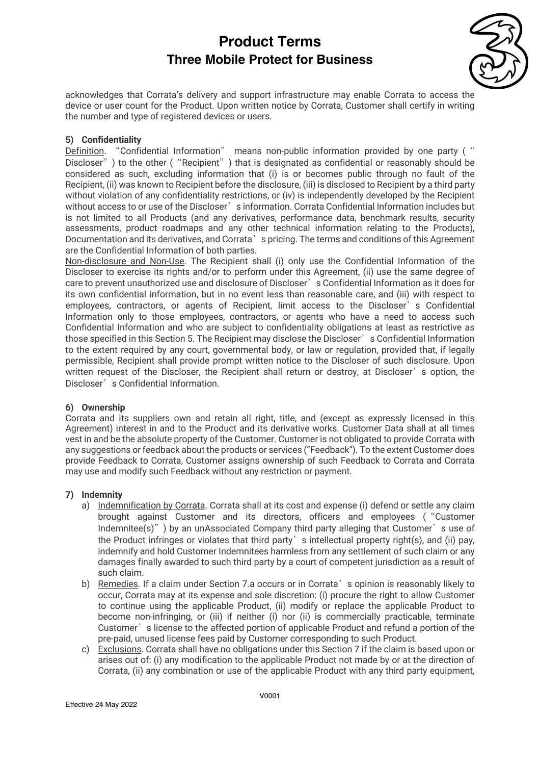acknowledges that Corrata's delivery and support infrastructure may enable Corrata to access the device or user count for the Product. Upon written notice by Corrata, Customer shall certify in writing the number and type of registered devices or users.

**5) Confidentiality**

Definition. "Confidential Information" means non-public information provided by one party ("Discloser") to the other ("Recipient") that is designated as confidential or reasonably should be considered as such, excluding information that (i) is or becomes public through no fault of the Recipient, (ii) was known to Recipient before the disclosure, (iii) is disclosed to Recipient by a third party without violation of any confidentiality restrictions, or (iv) is independently developed by the Recipient without access to or use of the Discloser's information. Corrata Confidential Information includes but is not limited to all Products (and any derivatives, performance data, benchmark results, security assessments, product roadmaps and any other technical information relating to the Products), Documentation and its derivatives, and Corrata's pricing. The terms and conditions of this Agreement are the Confidential Information of both parties.

Non-disclosure and Non-Use. The Recipient shall (i) only use the Confidential Information of the Discloser to exercise its rights and/or to perform under this Agreement, (ii) use the same degree of care to prevent unauthorized use and disclosure of Discloser's Confidential Information as it does for its own confidential information, but in no event less than reasonable care, and (iii) with respect to employees, contractors, or agents of Recipient, limit access to the Discloser's Confidential Information only to those employees, contractors, or agents who have a need to access such Confidential Information and who are subject to confidentiality obligations at least as restrictive as those specified in this Section 5. The Recipient may disclose the Discloser's Confidential Information to the extent required by any court, governmental body, or law or regulation, provided that, if legally permissible, Recipient shall provide prompt written notice to the Discloser of such disclosure. Upon written request of the Discloser, the Recipient shall return or destroy, at Discloser's option, the Discloser's Confidential Information.

**6) Ownership**

Corrata and its suppliers own and retain all right, title, and (except as expressly licensed in this Agreement) interest in and to the Product and its derivative works. Customer Data shall at all times vest in and be the absolute property of the Customer. Customer is not obligated to provide Corrata with any suggestions or feedback about the products or services ("Feedback"). To the extent Customer does provide Feedback to Corrata, Customer assigns ownership of such Feedback to Corrata and Corrata may use and modify such Feedback without any restriction or payment.

**7) Indemnity**

a) Indemnification by Corrata. Corrata shall at its cost and expense (i) defend or settle any claim brought against Customer and its directors, officers and employees ("Customer Indemnitee(s)") by an unAssociated Company third party alleging that Customer's use of the Product infringes or violates that third party's intellectual property right(s), and (ii) pay, indemnify and hold Customer Indemnitees harmless from any settlement of such claim or any damages finally awarded to such third party by a court of competent jurisdiction as a result of such claim.

b) Remedies. If a claim under Section 7.a occurs or in Corrata's opinion is reasonably likely to occur, Corrata may at its expense and sole discretion: (i) procure the right to allow Customer to continue using the applicable Product, (ii) modify or replace the applicable Product to become non-infringing, or (iii) if neither (i) nor (ii) is commercially practicable, terminate Customer's license to the affected portion of applicable Product and refund a portion of the pre-paid, unused license fees paid by Customer corresponding to such Product.

c) Exclusions. Corrata shall have no obligations under this Section 7 if the claim is based upon or arises out of: (i) any modification to the applicable Product not made by or at the direction of Corrata, (ii) any combination or use of the applicable Product with any third party equipment,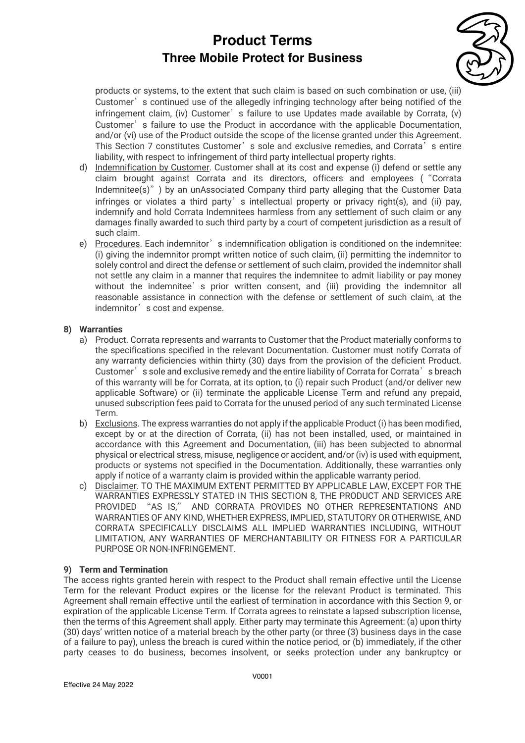products or systems, to the extent that such claim is based on such combination or use, (iii) Customer's continued use of the allegedly infringing technology after being notified of the infringement claim, (iv) Customer's failure to use Updates made available by Corrata, (v) Customer's failure to use the Product in accordance with the applicable Documentation, and/or (vi) use of the Product outside the scope of the license granted under this Agreement. This Section 7 constitutes Customer's sole and exclusive remedies, and Corrata's entire liability, with respect to infringement of third party intellectual property rights.

d) Indemnification by Customer. Customer shall at its cost and expense (i) defend or settle any claim brought against Corrata and its directors, officers and employees ("Corrata Indemnitee(s)") by an unAssociated Company third party alleging that the Customer Data infringes or violates a third party's intellectual property or privacy right(s), and (ii) pay, indemnify and hold Corrata Indemnitees harmless from any settlement of such claim or any damages finally awarded to such third party by a court of competent jurisdiction as a result of such claim.

e) Procedures. Each indemnitor's indemnification obligation is conditioned on the indemnitee: (i) giving the indemnitor prompt written notice of such claim, (ii) permitting the indemnitor to solely control and direct the defense or settlement of such claim, provided the indemnitor shall not settle any claim in a manner that requires the indemnitee to admit liability or pay money without the indemnitee's prior written consent, and (iii) providing the indemnitor all reasonable assistance in connection with the defense or settlement of such claim, at the indemnitor's cost and expense.

**8) Warranties**

a) Product. Corrata represents and warrants to Customer that the Product materially conforms to the specifications specified in the relevant Documentation. Customer must notify Corrata of any warranty deficiencies within thirty (30) days from the provision of the deficient Product. Customer's sole and exclusive remedy and the entire liability of Corrata for Corrata's breach of this warranty will be for Corrata, at its option, to (i) repair such Product (and/or deliver new applicable Software) or (ii) terminate the applicable License Term and refund any prepaid, unused subscription fees paid to Corrata for the unused period of any such terminated License Term.

b) Exclusions. The express warranties do not apply if the applicable Product (i) has been modified, except by or at the direction of Corrata, (ii) has not been installed, used, or maintained in accordance with this Agreement and Documentation, (iii) has been subjected to abnormal physical or electrical stress, misuse, negligence or accident, and/or (iv) is used with equipment, products or systems not specified in the Documentation. Additionally, these warranties only apply if notice of a warranty claim is provided within the applicable warranty period.

c) Disclaimer. TO THE MAXIMUM EXTENT PERMITTED BY APPLICABLE LAW, EXCEPT FOR THE WARRANTIES EXPRESSLY STATED IN THIS SECTION 8, THE PRODUCT AND SERVICES ARE PROVIDED "AS IS," AND CORRATA PROVIDES NO OTHER REPRESENTATIONS AND WARRANTIES OF ANY KIND, WHETHER EXPRESS, IMPLIED, STATUTORY OR OTHERWISE, AND CORRATA SPECIFICALLY DISCLAIMS ALL IMPLIED WARRANTIES INCLUDING, WITHOUT LIMITATION, ANY WARRANTIES OF MERCHANTABILITY OR FITNESS FOR A PARTICULAR PURPOSE OR NON-INFRINGEMENT.

**9) Term and Termination**

The access rights granted herein with respect to the Product shall remain effective until the License Term for the relevant Product expires or the license for the relevant Product is terminated. This Agreement shall remain effective until the earliest of termination in accordance with this Section 9, or expiration of the applicable License Term. If Corrata agrees to reinstate a lapsed subscription license, then the terms of this Agreement shall apply. Either party may terminate this Agreement: (a) upon thirty (30) days' written notice of a material breach by the other party (or three (3) business days in the case of a failure to pay), unless the breach is cured within the notice period, or (b) immediately, if the other party ceases to do business, becomes insolvent, or seeks protection under any bankruptcy or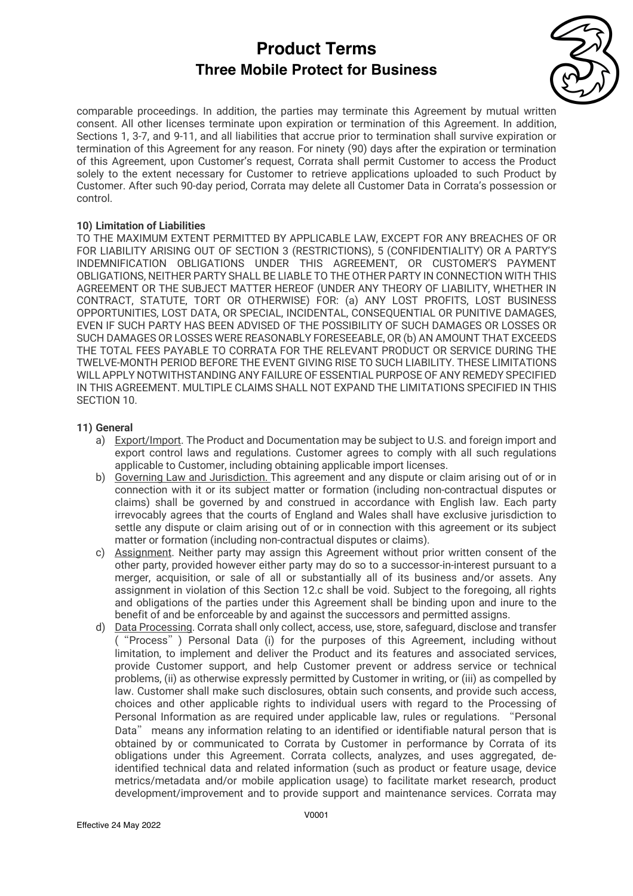comparable proceedings. In addition, the parties may terminate this Agreement by mutual written consent. All other licenses terminate upon expiration or termination of this Agreement. In addition, Sections 1, 3-7, and 9-11, and all liabilities that accrue prior to termination shall survive expiration or termination of this Agreement for any reason. For ninety (90) days after the expiration or termination of this Agreement, upon Customer's request, Corrata shall permit Customer to access the Product solely to the extent necessary for Customer to retrieve applications uploaded to such Product by Customer. After such 90-day period, Corrata may delete all Customer Data in Corrata's possession or control.

**10) Limitation of Liabilities**

TO THE MAXIMUM EXTENT PERMITTED BY APPLICABLE LAW, EXCEPT FOR ANY BREACHES OF OR FOR LIABILITY ARISING OUT OF SECTION 3 (RESTRICTIONS), 5 (CONFIDENTIALITY) OR A PARTY'S INDEMNIFICATION OBLIGATIONS UNDER THIS AGREEMENT, OR CUSTOMER'S PAYMENT OBLIGATIONS, NEITHER PARTY SHALL BE LIABLE TO THE OTHER PARTY IN CONNECTION WITH THIS AGREEMENT OR THE SUBJECT MATTER HEREOF (UNDER ANY THEORY OF LIABILITY, WHETHER IN CONTRACT, STATUTE, TORT OR OTHERWISE) FOR: (a) ANY LOST PROFITS, LOST BUSINESS OPPORTUNITIES, LOST DATA, OR SPECIAL, INCIDENTAL, CONSEQUENTIAL OR PUNITIVE DAMAGES, EVEN IF SUCH PARTY HAS BEEN ADVISED OF THE POSSIBILITY OF SUCH DAMAGES OR LOSSES OR SUCH DAMAGES OR LOSSES WERE REASONABLY FORESEEABLE, OR (b) AN AMOUNT THAT EXCEEDS THE TOTAL FEES PAYABLE TO CORRATA FOR THE RELEVANT PRODUCT OR SERVICE DURING THE TWELVE-MONTH PERIOD BEFORE THE EVENT GIVING RISE TO SUCH LIABILITY. THESE LIMITATIONS WILL APPLY NOTWITHSTANDING ANY FAILURE OF ESSENTIAL PURPOSE OF ANY REMEDY SPECIFIED IN THIS AGREEMENT. MULTIPLE CLAIMS SHALL NOT EXPAND THE LIMITATIONS SPECIFIED IN THIS SECTION 10.

**11) General**

a) Export/Import. The Product and Documentation may be subject to U.S. and foreign import and export control laws and regulations. Customer agrees to comply with all such regulations applicable to Customer, including obtaining applicable import licenses.

b) Governing Law and Jurisdiction. This agreement and any dispute or claim arising out of or in connection with it or its subject matter or formation (including non-contractual disputes or claims) shall be governed by and construed in accordance with English law. Each party irrevocably agrees that the courts of England and Wales shall have exclusive jurisdiction to settle any dispute or claim arising out of or in connection with this agreement or its subject matter or formation (including non-contractual disputes or claims).

c) Assignment. Neither party may assign this Agreement without prior written consent of the other party, provided however either party may do so to a successor-in-interest pursuant to a merger, acquisition, or sale of all or substantially all of its business and/or assets. Any assignment in violation of this Section 12.c shall be void. Subject to the foregoing, all rights and obligations of the parties under this Agreement shall be binding upon and inure to the benefit of and be enforceable by and against the successors and permitted assigns.

d) Data Processing. Corrata shall only collect, access, use, store, safeguard, disclose and transfer ("Process") Personal Data (i) for the purposes of this Agreement, including without limitation, to implement and deliver the Product and its features and associated services, provide Customer support, and help Customer prevent or address service or technical problems, (ii) as otherwise expressly permitted by Customer in writing, or (iii) as compelled by law. Customer shall make such disclosures, obtain such consents, and provide such access, choices and other applicable rights to individual users with regard to the Processing of Personal Information as are required under applicable law, rules or regulations. "Personal Data" means any information relating to an identified or identifiable natural person that is obtained by or communicated to Corrata by Customer in performance by Corrata of its obligations under this Agreement. Corrata collects, analyzes, and uses aggregated, de-identified technical data and related information (such as product or feature usage, device metrics/metadata and/or mobile application usage) to facilitate market research, product development/improvement and to provide support and maintenance services. Corrata may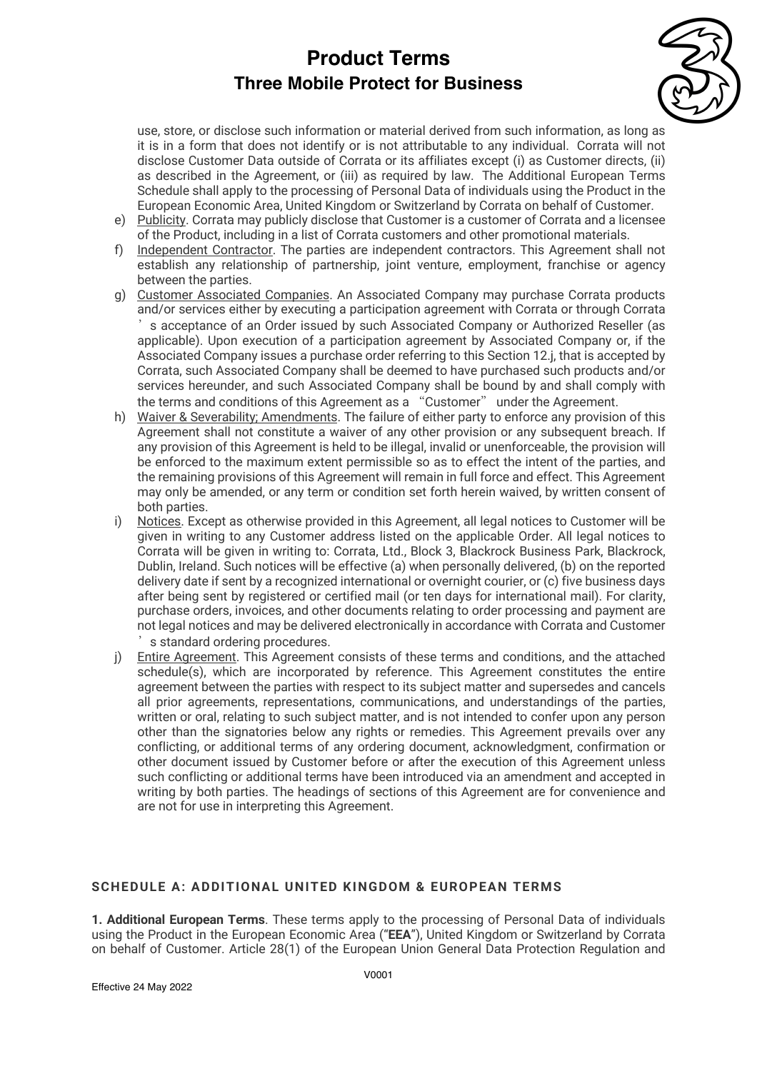use, store, or disclose such information or material derived from such information, as long as it is in a form that does not identify or is not attributable to any individual. Corrata will not disclose Customer Data outside of Corrata or its affiliates except (i) as Customer directs, (ii) as described in the Agreement, or (iii) as required by law. The Additional European Terms Schedule shall apply to the processing of Personal Data of individuals using the Product in the European Economic Area, United Kingdom or Switzerland by Corrata on behalf of Customer.

e) Publicity. Corrata may publicly disclose that Customer is a customer of Corrata and a licensee of the Product, including in a list of Corrata customers and other promotional materials.
f) Independent Contractor. The parties are independent contractors. This Agreement shall not establish any relationship of partnership, joint venture, employment, franchise or agency between the parties.
g) Customer Associated Companies. An Associated Company may purchase Corrata products and/or services either by executing a participation agreement with Corrata or through Corrata's acceptance of an Order issued by such Associated Company or Authorized Reseller (as applicable). Upon execution of a participation agreement by Associated Company or, if the Associated Company issues a purchase order referring to this Section 12.j, that is accepted by Corrata, such Associated Company shall be deemed to have purchased such products and/or services hereunder, and such Associated Company shall be bound by and shall comply with the terms and conditions of this Agreement as a "Customer" under the Agreement.
h) Waiver & Severability; Amendments. The failure of either party to enforce any provision of this Agreement shall not constitute a waiver of any other provision or any subsequent breach. If any provision of this Agreement is held to be illegal, invalid or unenforceable, the provision will be enforced to the maximum extent permissible so as to effect the intent of the parties, and the remaining provisions of this Agreement will remain in full force and effect. This Agreement may only be amended, or any term or condition set forth herein waived, by written consent of both parties.
i) Notices. Except as otherwise provided in this Agreement, all legal notices to Customer will be given in writing to any Customer address listed on the applicable Order. All legal notices to Corrata will be given in writing to: Corrata, Ltd., Block 3, Blackrock Business Park, Blackrock, Dublin, Ireland. Such notices will be effective (a) when personally delivered, (b) on the reported delivery date if sent by a recognized international or overnight courier, or (c) five business days after being sent by registered or certified mail (or ten days for international mail). For clarity, purchase orders, invoices, and other documents relating to order processing and payment are not legal notices and may be delivered electronically in accordance with Corrata and Customer's standard ordering procedures.
j) Entire Agreement. This Agreement consists of these terms and conditions, and the attached schedule(s), which are incorporated by reference. This Agreement constitutes the entire agreement between the parties with respect to its subject matter and supersedes and cancels all prior agreements, representations, communications, and understandings of the parties, written or oral, relating to such subject matter, and is not intended to confer upon any person other than the signatories below any rights or remedies. This Agreement prevails over any conflicting, or additional terms of any ordering document, acknowledgment, confirmation or other document issued by Customer before or after the execution of this Agreement unless such conflicting or additional terms have been introduced via an amendment and accepted in writing by both parties. The headings of sections of this Agreement are for convenience and are not for use in interpreting this Agreement.

## SCHEDULE A: ADDITIONAL UNITED KINGDOM & EUROPEAN TERMS

**1. Additional European Terms**. These terms apply to the processing of Personal Data of individuals using the Product in the European Economic Area ("**EEA**"), United Kingdom or Switzerland by Corrata on behalf of Customer. Article 28(1) of the European Union General Data Protection Regulation and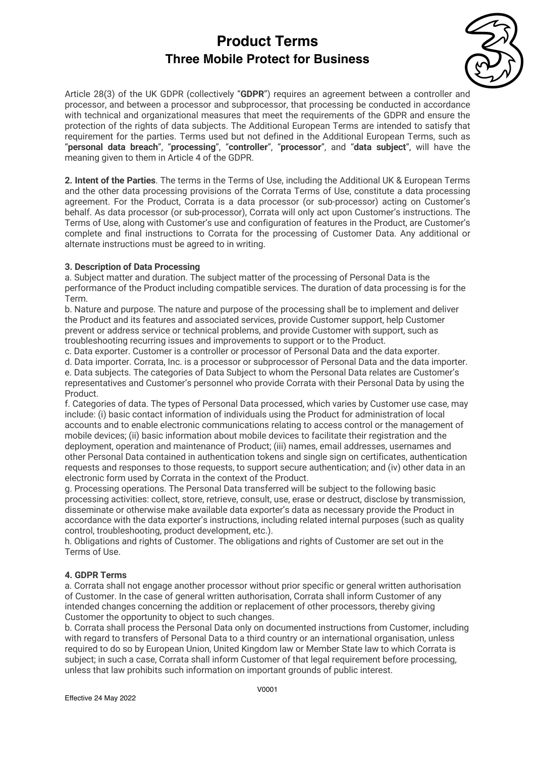Article 28(3) of the UK GDPR (collectively "**GDPR**") requires an agreement between a controller and processor, and between a processor and subprocessor, that processing be conducted in accordance with technical and organizational measures that meet the requirements of the GDPR and ensure the protection of the rights of data subjects. The Additional European Terms are intended to satisfy that requirement for the parties. Terms used but not defined in the Additional European Terms, such as "**personal data breach**", "**processing**", "**controller**", "**processor**", and "**data subject**", will have the meaning given to them in Article 4 of the GDPR.

**2. Intent of the Parties**. The terms in the Terms of Use, including the Additional UK & European Terms and the other data processing provisions of the Corrata Terms of Use, constitute a data processing agreement. For the Product, Corrata is a data processor (or sub-processor) acting on Customer's behalf. As data processor (or sub-processor), Corrata will only act upon Customer's instructions. The Terms of Use, along with Customer's use and configuration of features in the Product, are Customer's complete and final instructions to Corrata for the processing of Customer Data. Any additional or alternate instructions must be agreed to in writing.

**3. Description of Data Processing**

a. Subject matter and duration. The subject matter of the processing of Personal Data is the performance of the Product including compatible services. The duration of data processing is for the Term.

b. Nature and purpose. The nature and purpose of the processing shall be to implement and deliver the Product and its features and associated services, provide Customer support, help Customer prevent or address service or technical problems, and provide Customer with support, such as troubleshooting recurring issues and improvements to support or to the Product.

c. Data exporter. Customer is a controller or processor of Personal Data and the data exporter.

d. Data importer. Corrata, Inc. is a processor or subprocessor of Personal Data and the data importer.

e. Data subjects. The categories of Data Subject to whom the Personal Data relates are Customer's representatives and Customer's personnel who provide Corrata with their Personal Data by using the Product.

f. Categories of data. The types of Personal Data processed, which varies by Customer use case, may include: (i) basic contact information of individuals using the Product for administration of local accounts and to enable electronic communications relating to access control or the management of mobile devices; (ii) basic information about mobile devices to facilitate their registration and the deployment, operation and maintenance of Product; (iii) names, email addresses, usernames and other Personal Data contained in authentication tokens and single sign on certificates, authentication requests and responses to those requests, to support secure authentication; and (iv) other data in an electronic form used by Corrata in the context of the Product.

g. Processing operations. The Personal Data transferred will be subject to the following basic processing activities: collect, store, retrieve, consult, use, erase or destruct, disclose by transmission, disseminate or otherwise make available data exporter's data as necessary provide the Product in accordance with the data exporter's instructions, including related internal purposes (such as quality control, troubleshooting, product development, etc.).

h. Obligations and rights of Customer. The obligations and rights of Customer are set out in the Terms of Use.

**4. GDPR Terms**

a. Corrata shall not engage another processor without prior specific or general written authorisation of Customer. In the case of general written authorisation, Corrata shall inform Customer of any intended changes concerning the addition or replacement of other processors, thereby giving Customer the opportunity to object to such changes.

b. Corrata shall process the Personal Data only on documented instructions from Customer, including with regard to transfers of Personal Data to a third country or an international organisation, unless required to do so by European Union, United Kingdom law or Member State law to which Corrata is subject; in such a case, Corrata shall inform Customer of that legal requirement before processing, unless that law prohibits such information on important grounds of public interest.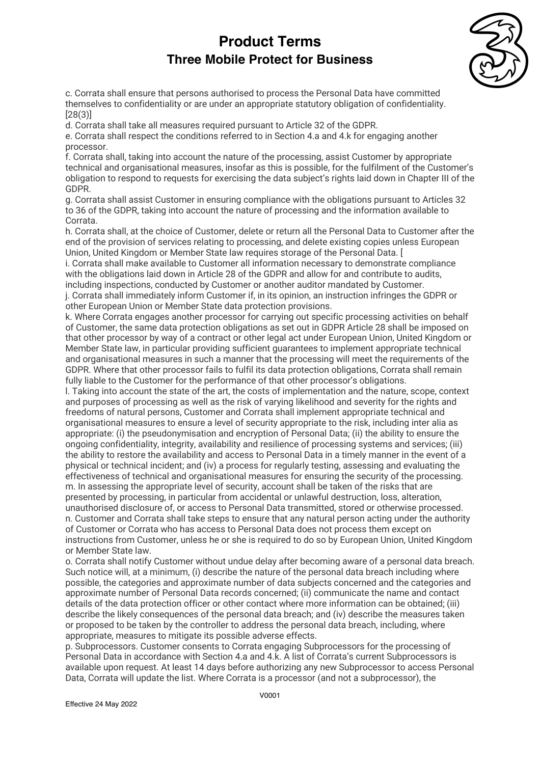c. Corrata shall ensure that persons authorised to process the Personal Data have committed themselves to confidentiality or are under an appropriate statutory obligation of confidentiality. [28(3)]

d. Corrata shall take all measures required pursuant to Article 32 of the GDPR.

e. Corrata shall respect the conditions referred to in Section 4.a and 4.k for engaging another processor.

f. Corrata shall, taking into account the nature of the processing, assist Customer by appropriate technical and organisational measures, insofar as this is possible, for the fulfilment of the Customer's obligation to respond to requests for exercising the data subject's rights laid down in Chapter III of the GDPR.

g. Corrata shall assist Customer in ensuring compliance with the obligations pursuant to Articles 32 to 36 of the GDPR, taking into account the nature of processing and the information available to Corrata.

h. Corrata shall, at the choice of Customer, delete or return all the Personal Data to Customer after the end of the provision of services relating to processing, and delete existing copies unless European Union, United Kingdom or Member State law requires storage of the Personal Data. [

i. Corrata shall make available to Customer all information necessary to demonstrate compliance with the obligations laid down in Article 28 of the GDPR and allow for and contribute to audits, including inspections, conducted by Customer or another auditor mandated by Customer.

j. Corrata shall immediately inform Customer if, in its opinion, an instruction infringes the GDPR or other European Union or Member State data protection provisions.

k. Where Corrata engages another processor for carrying out specific processing activities on behalf of Customer, the same data protection obligations as set out in GDPR Article 28 shall be imposed on that other processor by way of a contract or other legal act under European Union, United Kingdom or Member State law, in particular providing sufficient guarantees to implement appropriate technical and organisational measures in such a manner that the processing will meet the requirements of the GDPR. Where that other processor fails to fulfil its data protection obligations, Corrata shall remain fully liable to the Customer for the performance of that other processor's obligations.

l. Taking into account the state of the art, the costs of implementation and the nature, scope, context and purposes of processing as well as the risk of varying likelihood and severity for the rights and freedoms of natural persons, Customer and Corrata shall implement appropriate technical and organisational measures to ensure a level of security appropriate to the risk, including inter alia as appropriate: (i) the pseudonymisation and encryption of Personal Data; (ii) the ability to ensure the ongoing confidentiality, integrity, availability and resilience of processing systems and services; (iii) the ability to restore the availability and access to Personal Data in a timely manner in the event of a physical or technical incident; and (iv) a process for regularly testing, assessing and evaluating the effectiveness of technical and organisational measures for ensuring the security of the processing.

m. In assessing the appropriate level of security, account shall be taken of the risks that are presented by processing, in particular from accidental or unlawful destruction, loss, alteration, unauthorised disclosure of, or access to Personal Data transmitted, stored or otherwise processed.

n. Customer and Corrata shall take steps to ensure that any natural person acting under the authority of Customer or Corrata who has access to Personal Data does not process them except on instructions from Customer, unless he or she is required to do so by European Union, United Kingdom or Member State law.

o. Corrata shall notify Customer without undue delay after becoming aware of a personal data breach. Such notice will, at a minimum, (i) describe the nature of the personal data breach including where possible, the categories and approximate number of data subjects concerned and the categories and approximate number of Personal Data records concerned; (ii) communicate the name and contact details of the data protection officer or other contact where more information can be obtained; (iii) describe the likely consequences of the personal data breach; and (iv) describe the measures taken or proposed to be taken by the controller to address the personal data breach, including, where appropriate, measures to mitigate its possible adverse effects.

p. Subprocessors. Customer consents to Corrata engaging Subprocessors for the processing of Personal Data in accordance with Section 4.a and 4.k. A list of Corrata's current Subprocessors is available upon request. At least 14 days before authorizing any new Subprocessor to access Personal Data, Corrata will update the list. Where Corrata is a processor (and not a subprocessor), the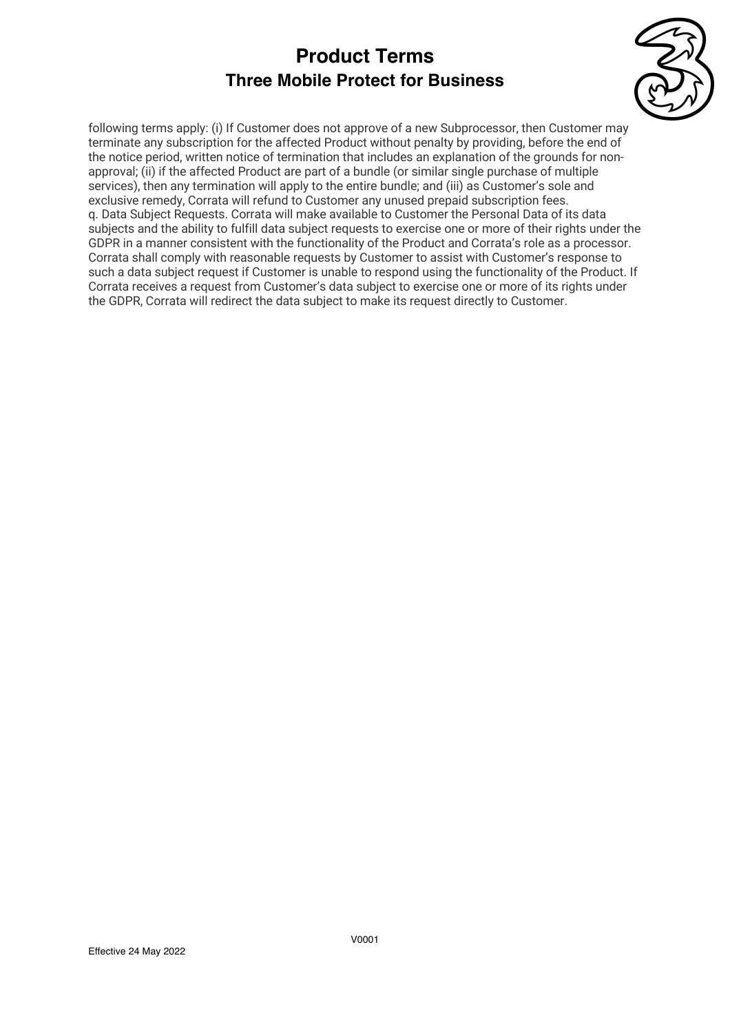following terms apply: (i) If Customer does not approve of a new Subprocessor, then Customer may terminate any subscription for the affected Product without penalty by providing, before the end of the notice period, written notice of termination that includes an explanation of the grounds for non-approval; (ii) if the affected Product are part of a bundle (or similar single purchase of multiple services), then any termination will apply to the entire bundle; and (iii) as Customer's sole and exclusive remedy, Corrata will refund to Customer any unused prepaid subscription fees.

q. Data Subject Requests. Corrata will make available to Customer the Personal Data of its data subjects and the ability to fulfill data subject requests to exercise one or more of their rights under the GDPR in a manner consistent with the functionality of the Product and Corrata's role as a processor. Corrata shall comply with reasonable requests by Customer to assist with Customer's response to such a data subject request if Customer is unable to respond using the functionality of the Product. If Corrata receives a request from Customer's data subject to exercise one or more of its rights under the GDPR, Corrata will redirect the data subject to make its request directly to Customer.